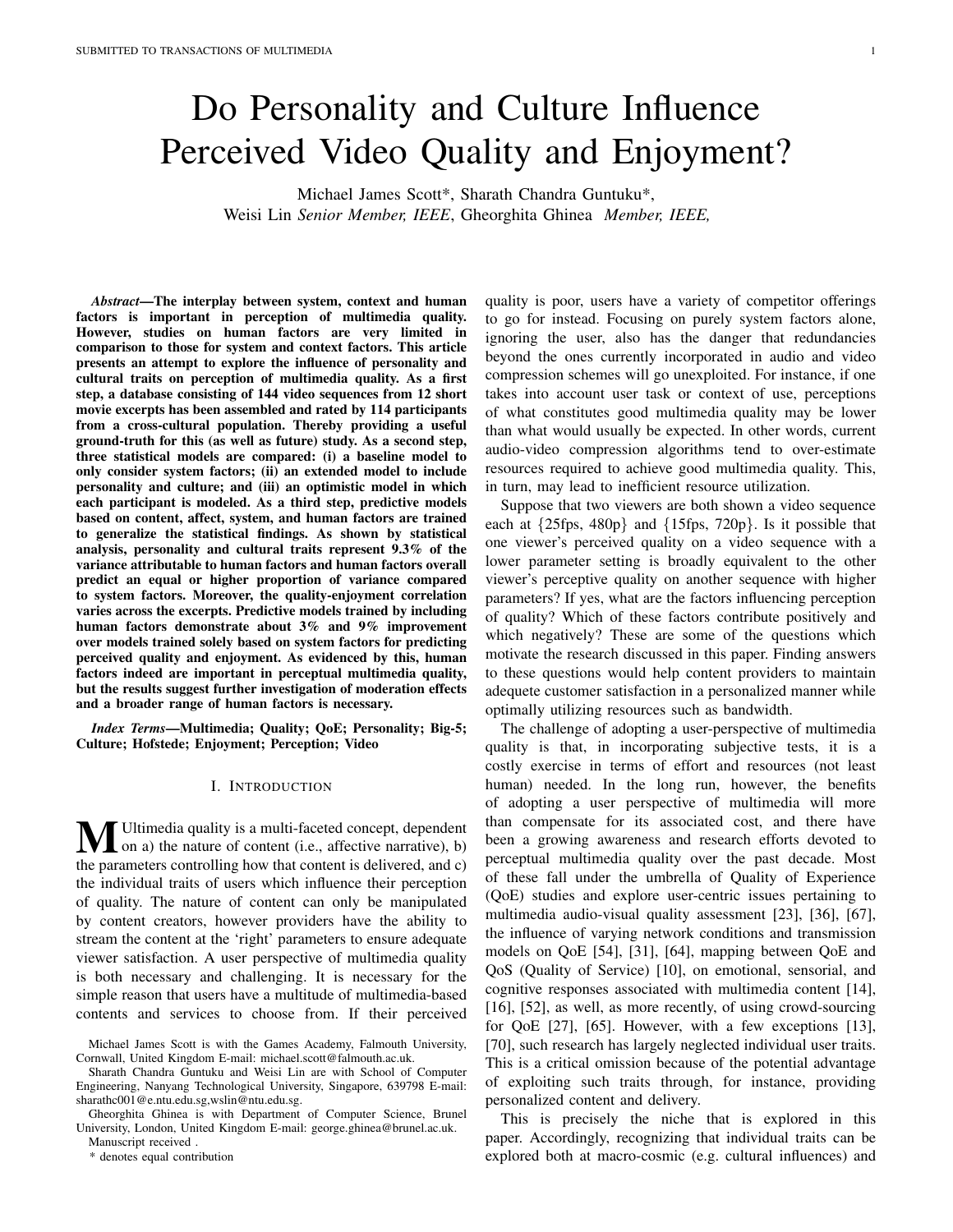# Do Personality and Culture Influence Perceived Video Quality and Enjoyment?

Michael James Scott*, Sharath Chandra Guntuku*, Weisi Lin *Senior Member, IEEE*, Gheorghita Ghinea *Member, IEEE,*

***Abstract*—The interplay between system, context and human factors is important in perception of multimedia quality. However, studies on human factors are very limited in comparison to those for system and context factors. This article presents an attempt to explore the influence of personality and cultural traits on perception of multimedia quality. As a first step, a database consisting of 144 video sequences from 12 short movie excerpts has been assembled and rated by 114 participants from a cross-cultural population. Thereby providing a useful ground-truth for this (as well as future) study. As a second step, three statistical models are compared: (i) a baseline model to only consider system factors; (ii) an extended model to include personality and culture; and (iii) an optimistic model in which each participant is modeled. As a third step, predictive models based on content, affect, system, and human factors are trained to generalize the statistical findings. As shown by statistical analysis, personality and cultural traits represent 9.3% of the variance attributable to human factors and human factors overall predict an equal or higher proportion of variance compared to system factors. Moreover, the quality-enjoyment correlation varies across the excerpts. Predictive models trained by including human factors demonstrate about 3% and 9% improvement over models trained solely based on system factors for predicting perceived quality and enjoyment. As evidenced by this, human factors indeed are important in perceptual multimedia quality, but the results suggest further investigation of moderation effects and a broader range of human factors is necessary.**

***Index Terms*—Multimedia; Quality; QoE; Personality; Big-5; Culture; Hofstede; Enjoyment; Perception; Video**

## I. Introduction

Multimedia quality is a multi-faceted concept, dependent on a) the nature of content (i.e., affective narrative), b) the parameters controlling how that content is delivered, and c) the individual traits of users which influence their perception of quality. The nature of content can only be manipulated by content creators, however providers have the ability to stream the content at the 'right' parameters to ensure adequate viewer satisfaction. A user perspective of multimedia quality is both necessary and challenging. It is necessary for the simple reason that users have a multitude of multimedia-based contents and services to choose from. If their perceived quality is poor, users have a variety of competitor offerings to go for instead. Focusing on purely system factors alone, ignoring the user, also has the danger that redundancies beyond the ones currently incorporated in audio and video compression schemes will go unexploited. For instance, if one takes into account user task or context of use, perceptions of what constitutes good multimedia quality may be lower than what would usually be expected. In other words, current audio-video compression algorithms tend to over-estimate resources required to achieve good multimedia quality. This, in turn, may lead to inefficient resource utilization.

Suppose that two viewers are both shown a video sequence each at {25fps, 480p} and {15fps, 720p}. Is it possible that one viewer's perceived quality on a video sequence with a lower parameter setting is broadly equivalent to the other viewer's perceptive quality on another sequence with higher parameters? If yes, what are the factors influencing perception of quality? Which of these factors contribute positively and which negatively? These are some of the questions which motivate the research discussed in this paper. Finding answers to these questions would help content providers to maintain adequete customer satisfaction in a personalized manner while optimally utilizing resources such as bandwidth.

The challenge of adopting a user-perspective of multimedia quality is that, in incorporating subjective tests, it is a costly exercise in terms of effort and resources (not least human) needed. In the long run, however, the benefits of adopting a user perspective of multimedia will more than compensate for its associated cost, and there have been a growing awareness and research efforts devoted to perceptual multimedia quality over the past decade. Most of these fall under the umbrella of Quality of Experience (QoE) studies and explore user-centric issues pertaining to multimedia audio-visual quality assessment [23], [36], [67], the influence of varying network conditions and transmission models on QoE [54], [31], [64], mapping between QoE and QoS (Quality of Service) [10], on emotional, sensorial, and cognitive responses associated with multimedia content [14], [16], [52], as well, as more recently, of using crowd-sourcing for QoE [27], [65]. However, with a few exceptions [13], [70], such research has largely neglected individual user traits. This is a critical omission because of the potential advantage of exploiting such traits through, for instance, providing personalized content and delivery.

This is precisely the niche that is explored in this paper. Accordingly, recognizing that individual traits can be explored both at macro-cosmic (e.g. cultural influences) and

Michael James Scott is with the Games Academy, Falmouth University, Cornwall, United Kingdom E-mail: michael.scott@falmouth.ac.uk.

Sharath Chandra Guntuku and Weisi Lin are with School of Computer Engineering, Nanyang Technological University, Singapore, 639798 E-mail: sharathc001@e.ntu.edu.sg,wslin@ntu.edu.sg.

Gheorghita Ghinea is with Department of Computer Science, Brunel University, London, United Kingdom E-mail: george.ghinea@brunel.ac.uk.

Manuscript received .

\* denotes equal contribution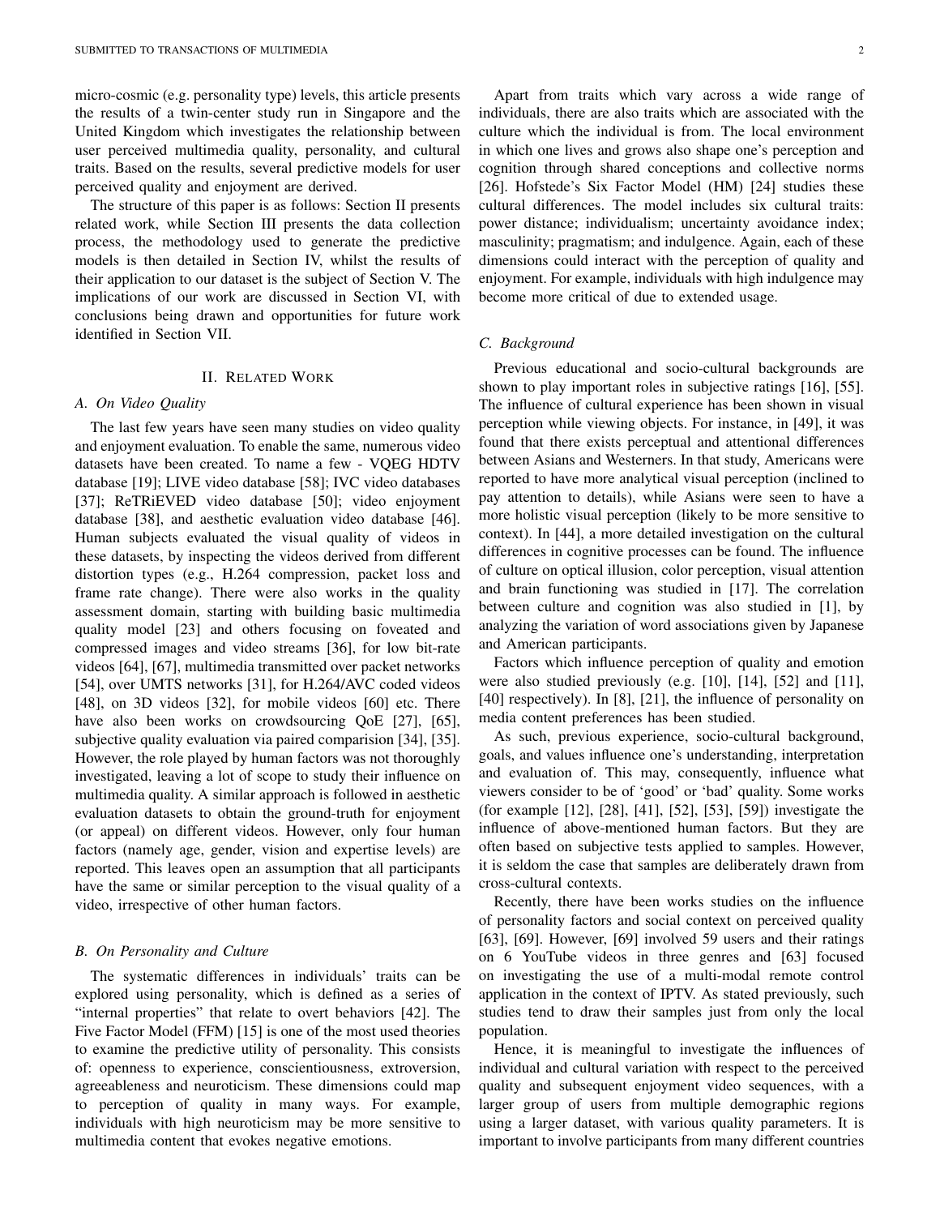micro-cosmic (e.g. personality type) levels, this article presents the results of a twin-center study run in Singapore and the United Kingdom which investigates the relationship between user perceived multimedia quality, personality, and cultural traits. Based on the results, several predictive models for user perceived quality and enjoyment are derived.

The structure of this paper is as follows: Section II presents related work, while Section III presents the data collection process, the methodology used to generate the predictive models is then detailed in Section IV, whilst the results of their application to our dataset is the subject of Section V. The implications of our work are discussed in Section VI, with conclusions being drawn and opportunities for future work identified in Section VII.

## II. Related Work

### A. On Video Quality

The last few years have seen many studies on video quality and enjoyment evaluation. To enable the same, numerous video datasets have been created. To name a few - VQEG HDTV database [19]; LIVE video database [58]; IVC video databases [37]; ReTRiEVED video database [50]; video enjoyment database [38], and aesthetic evaluation video database [46]. Human subjects evaluated the visual quality of videos in these datasets, by inspecting the videos derived from different distortion types (e.g., H.264 compression, packet loss and frame rate change). There were also works in the quality assessment domain, starting with building basic multimedia quality model [23] and others focusing on foveated and compressed images and video streams [36], for low bit-rate videos [64], [67], multimedia transmitted over packet networks [54], over UMTS networks [31], for H.264/AVC coded videos [48], on 3D videos [32], for mobile videos [60] etc. There have also been works on crowdsourcing QoE [27], [65], subjective quality evaluation via paired comparision [34], [35]. However, the role played by human factors was not thoroughly investigated, leaving a lot of scope to study their influence on multimedia quality. A similar approach is followed in aesthetic evaluation datasets to obtain the ground-truth for enjoyment (or appeal) on different videos. However, only four human factors (namely age, gender, vision and expertise levels) are reported. This leaves open an assumption that all participants have the same or similar perception to the visual quality of a video, irrespective of other human factors.

### B. On Personality and Culture

The systematic differences in individuals' traits can be explored using personality, which is defined as a series of "internal properties" that relate to overt behaviors [42]. The Five Factor Model (FFM) [15] is one of the most used theories to examine the predictive utility of personality. This consists of: openness to experience, conscientiousness, extroversion, agreeableness and neuroticism. These dimensions could map to perception of quality in many ways. For example, individuals with high neuroticism may be more sensitive to multimedia content that evokes negative emotions.

Apart from traits which vary across a wide range of individuals, there are also traits which are associated with the culture which the individual is from. The local environment in which one lives and grows also shape one's perception and cognition through shared conceptions and collective norms [26]. Hofstede's Six Factor Model (HM) [24] studies these cultural differences. The model includes six cultural traits: power distance; individualism; uncertainty avoidance index; masculinity; pragmatism; and indulgence. Again, each of these dimensions could interact with the perception of quality and enjoyment. For example, individuals with high indulgence may become more critical of due to extended usage.

### C. Background

Previous educational and socio-cultural backgrounds are shown to play important roles in subjective ratings [16], [55]. The influence of cultural experience has been shown in visual perception while viewing objects. For instance, in [49], it was found that there exists perceptual and attentional differences between Asians and Westerners. In that study, Americans were reported to have more analytical visual perception (inclined to pay attention to details), while Asians were seen to have a more holistic visual perception (likely to be more sensitive to context). In [44], a more detailed investigation on the cultural differences in cognitive processes can be found. The influence of culture on optical illusion, color perception, visual attention and brain functioning was studied in [17]. The correlation between culture and cognition was also studied in [1], by analyzing the variation of word associations given by Japanese and American participants.

Factors which influence perception of quality and emotion were also studied previously (e.g. [10], [14], [52] and [11], [40] respectively). In [8], [21], the influence of personality on media content preferences has been studied.

As such, previous experience, socio-cultural background, goals, and values influence one's understanding, interpretation and evaluation of. This may, consequently, influence what viewers consider to be of 'good' or 'bad' quality. Some works (for example [12], [28], [41], [52], [53], [59]) investigate the influence of above-mentioned human factors. But they are often based on subjective tests applied to samples. However, it is seldom the case that samples are deliberately drawn from cross-cultural contexts.

Recently, there have been works studies on the influence of personality factors and social context on perceived quality [63], [69]. However, [69] involved 59 users and their ratings on 6 YouTube videos in three genres and [63] focused on investigating the use of a multi-modal remote control application in the context of IPTV. As stated previously, such studies tend to draw their samples just from only the local population.

Hence, it is meaningful to investigate the influences of individual and cultural variation with respect to the perceived quality and subsequent enjoyment video sequences, with a larger group of users from multiple demographic regions using a larger dataset, with various quality parameters. It is important to involve participants from many different countries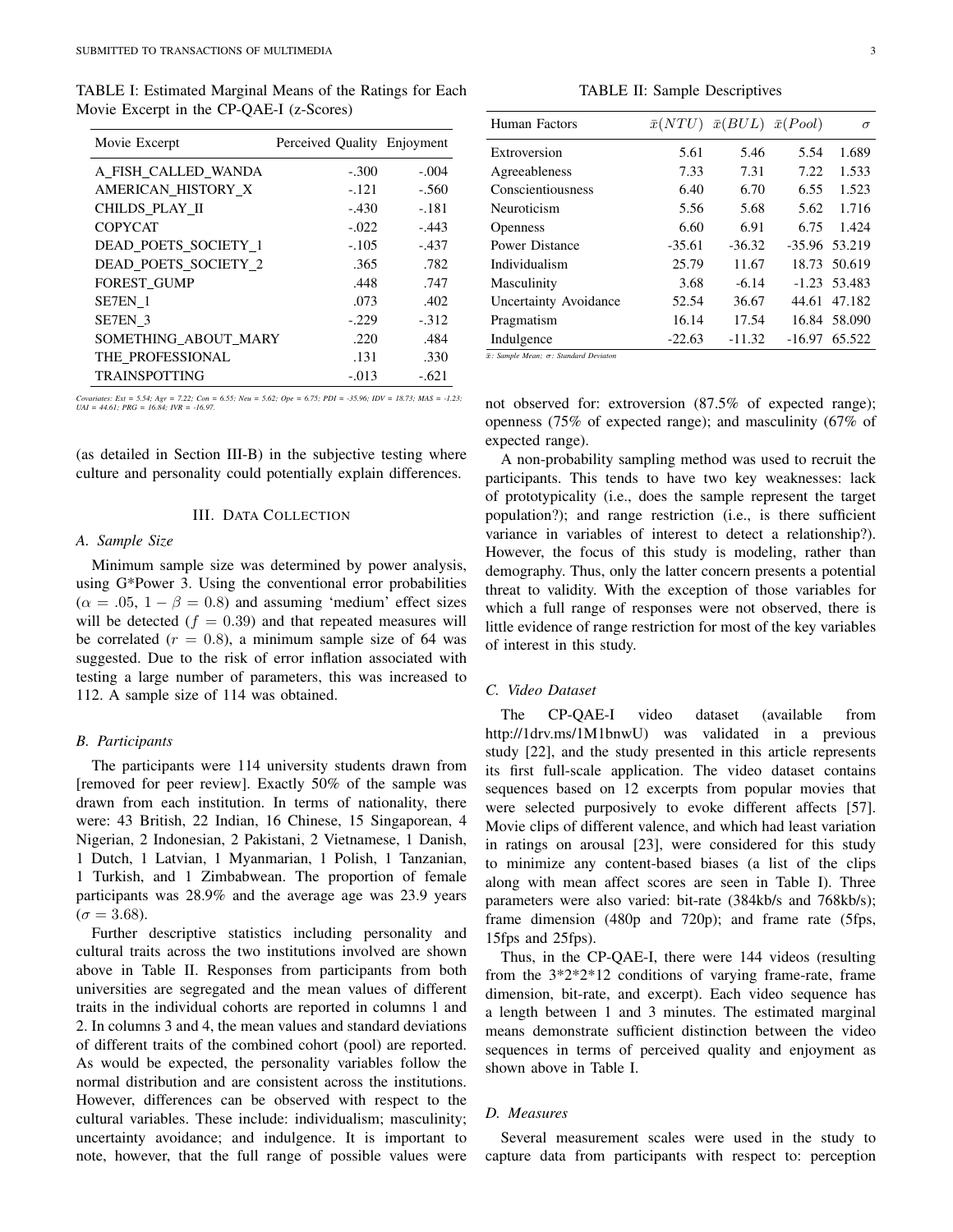TABLE I: Estimated Marginal Means of the Ratings for Each Movie Excerpt in the CP-QAE-I (z-Scores)

| Movie Excerpt | Perceived Quality | Enjoyment |
|---|---|---|
| A_FISH_CALLED_WANDA | -.300 | -.004 |
| AMERICAN_HISTORY_X | -.121 | -.560 |
| CHILDS_PLAY_II | -.430 | -.181 |
| COPYCAT | -.022 | -.443 |
| DEAD_POETS_SOCIETY_1 | -.105 | -.437 |
| DEAD_POETS_SOCIETY_2 | .365 | .782 |
| FOREST_GUMP | .448 | .747 |
| SE7EN_1 | .073 | .402 |
| SE7EN_3 | -.229 | -.312 |
| SOMETHING_ABOUT_MARY | .220 | .484 |
| THE_PROFESSIONAL | .131 | .330 |
| TRAINSPOTTING | -.013 | -.621 |

*Covariates: Ext = 5.54; Agr = 7.22; Con = 6.55; Neu = 5.62; Ope = 6.75; PDI = -35.96; IDV = 18.73; MAS = -1.23; UAI = 44.61; PRG = 16.84; IVR = -16.97.*

(as detailed in Section III-B) in the subjective testing where culture and personality could potentially explain differences.

## III. Data Collection

### A. Sample Size

Minimum sample size was determined by power analysis, using G*Power 3. Using the conventional error probabilities ($\alpha = .05$, $1 - \beta = 0.8$) and assuming 'medium' effect sizes will be detected ($f = 0.39$) and that repeated measures will be correlated ($r = 0.8$), a minimum sample size of 64 was suggested. Due to the risk of error inflation associated with testing a large number of parameters, this was increased to 112. A sample size of 114 was obtained.

### B. Participants

The participants were 114 university students drawn from [removed for peer review]. Exactly 50% of the sample was drawn from each institution. In terms of nationality, there were: 43 British, 22 Indian, 16 Chinese, 15 Singaporean, 4 Nigerian, 2 Indonesian, 2 Pakistani, 2 Vietnamese, 1 Danish, 1 Dutch, 1 Latvian, 1 Myanmarian, 1 Polish, 1 Tanzanian, 1 Turkish, and 1 Zimbabwean. The proportion of female participants was 28.9% and the average age was 23.9 years ($\sigma = 3.68$).

Further descriptive statistics including personality and cultural traits across the two institutions involved are shown above in Table II. Responses from participants from both universities are segregated and the mean values of different traits in the individual cohorts are reported in columns 1 and 2. In columns 3 and 4, the mean values and standard deviations of different traits of the combined cohort (pool) are reported. As would be expected, the personality variables follow the normal distribution and are consistent across the institutions. However, differences can be observed with respect to the cultural variables. These include: individualism; masculinity; uncertainty avoidance; and indulgence. It is important to note, however, that the full range of possible values were not observed for: extroversion (87.5% of expected range); openness (75% of expected range); and masculinity (67% of expected range).

TABLE II: Sample Descriptives

| Human Factors | $\bar{x}(NTU)$ | $\bar{x}(BUL)$ | $\bar{x}(Pool)$ | $\sigma$ |
|---|---|---|---|---|
| Extroversion | 5.61 | 5.46 | 5.54 | 1.689 |
| Agreeableness | 7.33 | 7.31 | 7.22 | 1.533 |
| Conscientiousness | 6.40 | 6.70 | 6.55 | 1.523 |
| Neuroticism | 5.56 | 5.68 | 5.62 | 1.716 |
| Openness | 6.60 | 6.91 | 6.75 | 1.424 |
| Power Distance | -35.61 | -36.32 | -35.96 | 53.219 |
| Individualism | 25.79 | 11.67 | 18.73 | 50.619 |
| Masculinity | 3.68 | -6.14 | -1.23 | 53.483 |
| Uncertainty Avoidance | 52.54 | 36.67 | 44.61 | 47.182 |
| Pragmatism | 16.14 | 17.54 | 16.84 | 58.090 |
| Indulgence | -22.63 | -11.32 | -16.97 | 65.522 |

*$\bar{x}$: Sample Mean; $\sigma$: Standard Deviaton*

A non-probability sampling method was used to recruit the participants. This tends to have two key weaknesses: lack of prototypicality (i.e., does the sample represent the target population?); and range restriction (i.e., is there sufficient variance in variables of interest to detect a relationship?). However, the focus of this study is modeling, rather than demography. Thus, only the latter concern presents a potential threat to validity. With the exception of those variables for which a full range of responses were not observed, there is little evidence of range restriction for most of the key variables of interest in this study.

### C. Video Dataset

The CP-QAE-I video dataset (available from http://1drv.ms/1M1bnwU) was validated in a previous study [22], and the study presented in this article represents its first full-scale application. The video dataset contains sequences based on 12 excerpts from popular movies that were selected purposively to evoke different affects [57]. Movie clips of different valence, and which had least variation in ratings on arousal [23], were considered for this study to minimize any content-based biases (a list of the clips along with mean affect scores are seen in Table I). Three parameters were also varied: bit-rate (384kb/s and 768kb/s); frame dimension (480p and 720p); and frame rate (5fps, 15fps and 25fps).

Thus, in the CP-QAE-I, there were 144 videos (resulting from the 3*2*2*12 conditions of varying frame-rate, frame dimension, bit-rate, and excerpt). Each video sequence has a length between 1 and 3 minutes. The estimated marginal means demonstrate sufficient distinction between the video sequences in terms of perceived quality and enjoyment as shown above in Table I.

### D. Measures

Several measurement scales were used in the study to capture data from participants with respect to: perception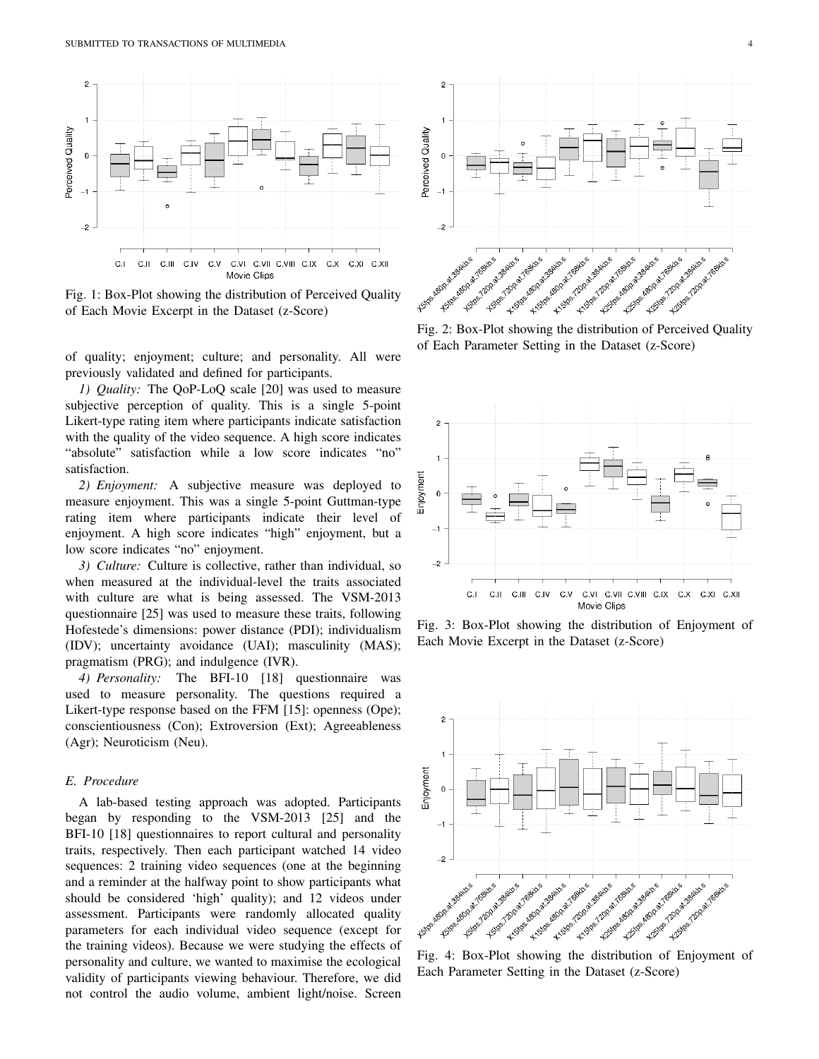Fig. 1: Box-Plot showing the distribution of Perceived Quality of Each Movie Excerpt in the Dataset (z-Score)

Fig. 2: Box-Plot showing the distribution of Perceived Quality of Each Parameter Setting in the Dataset (z-Score)

Fig. 3: Box-Plot showing the distribution of Enjoyment of Each Movie Excerpt in the Dataset (z-Score)

Fig. 4: Box-Plot showing the distribution of Enjoyment of Each Parameter Setting in the Dataset (z-Score)

of quality; enjoyment; culture; and personality. All were previously validated and defined for participants.

*1) Quality:* The QoP-LoQ scale [20] was used to measure subjective perception of quality. This is a single 5-point Likert-type rating item where participants indicate satisfaction with the quality of the video sequence. A high score indicates "absolute" satisfaction while a low score indicates "no" satisfaction.

*2) Enjoyment:* A subjective measure was deployed to measure enjoyment. This was a single 5-point Guttman-type rating item where participants indicate their level of enjoyment. A high score indicates "high" enjoyment, but a low score indicates "no" enjoyment.

*3) Culture:* Culture is collective, rather than individual, so when measured at the individual-level the traits associated with culture are what is being assessed. The VSM-2013 questionnaire [25] was used to measure these traits, following Hofestede's dimensions: power distance (PDI); individualism (IDV); uncertainty avoidance (UAI); masculinity (MAS); pragmatism (PRG); and indulgence (IVR).

*4) Personality:* The BFI-10 [18] questionnaire was used to measure personality. The questions required a Likert-type response based on the FFM [15]: openness (Ope); conscientiousness (Con); Extroversion (Ext); Agreeableness (Agr); Neuroticism (Neu).

### *E. Procedure*

A lab-based testing approach was adopted. Participants began by responding to the VSM-2013 [25] and the BFI-10 [18] questionnaires to report cultural and personality traits, respectively. Then each participant watched 14 video sequences: 2 training video sequences (one at the beginning and a reminder at the halfway point to show participants what should be considered 'high' quality); and 12 videos under assessment. Participants were randomly allocated quality parameters for each individual video sequence (except for the training videos). Because we were studying the effects of personality and culture, we wanted to maximise the ecological validity of participants viewing behaviour. Therefore, we did not control the audio volume, ambient light/noise. Screen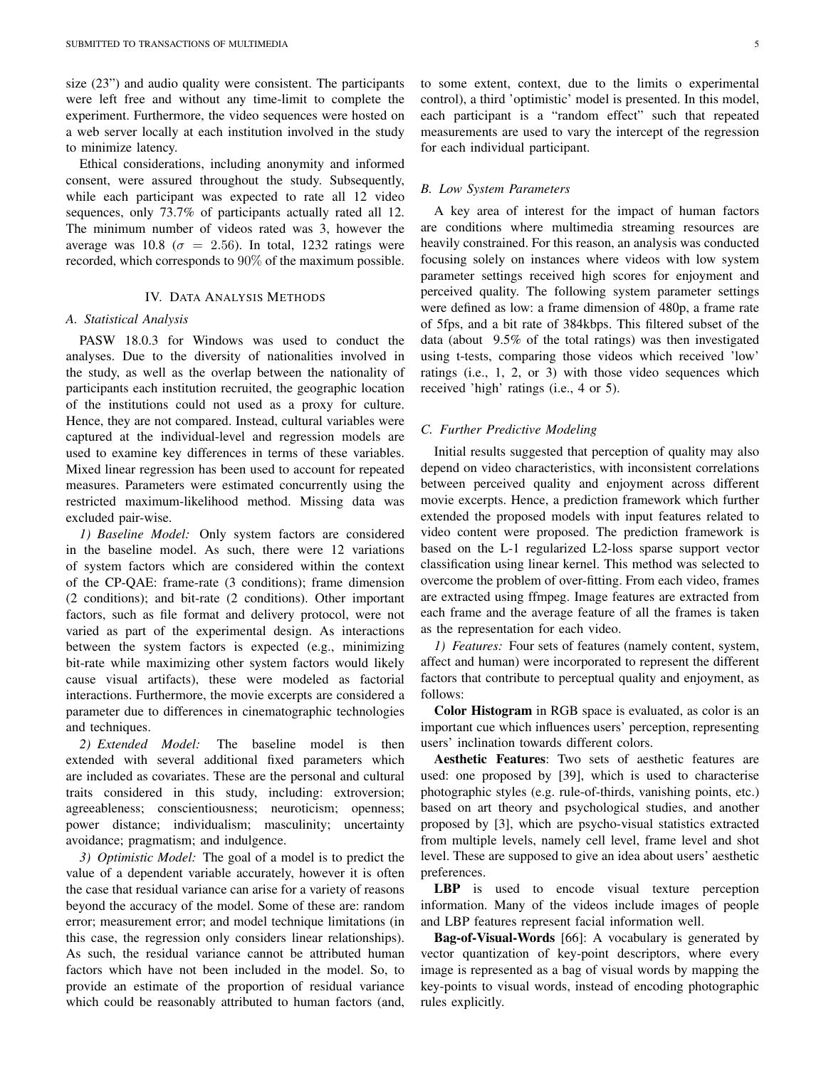size (23") and audio quality were consistent. The participants were left free and without any time-limit to complete the experiment. Furthermore, the video sequences were hosted on a web server locally at each institution involved in the study to minimize latency.

Ethical considerations, including anonymity and informed consent, were assured throughout the study. Subsequently, while each participant was expected to rate all 12 video sequences, only 73.7% of participants actually rated all 12. The minimum number of videos rated was 3, however the average was 10.8 ($\sigma = 2.56$). In total, 1232 ratings were recorded, which corresponds to 90% of the maximum possible.

## IV. Data Analysis Methods

### A. Statistical Analysis

PASW 18.0.3 for Windows was used to conduct the analyses. Due to the diversity of nationalities involved in the study, as well as the overlap between the nationality of participants each institution recruited, the geographic location of the institutions could not used as a proxy for culture. Hence, they are not compared. Instead, cultural variables were captured at the individual-level and regression models are used to examine key differences in terms of these variables. Mixed linear regression has been used to account for repeated measures. Parameters were estimated concurrently using the restricted maximum-likelihood method. Missing data was excluded pair-wise.

*1) Baseline Model:* Only system factors are considered in the baseline model. As such, there were 12 variations of system factors which are considered within the context of the CP-QAE: frame-rate (3 conditions); frame dimension (2 conditions); and bit-rate (2 conditions). Other important factors, such as file format and delivery protocol, were not varied as part of the experimental design. As interactions between the system factors is expected (e.g., minimizing bit-rate while maximizing other system factors would likely cause visual artifacts), these were modeled as factorial interactions. Furthermore, the movie excerpts are considered a parameter due to differences in cinematographic technologies and techniques.

*2) Extended Model:* The baseline model is then extended with several additional fixed parameters which are included as covariates. These are the personal and cultural traits considered in this study, including: extroversion; agreeableness; conscientiousness; neuroticism; openness; power distance; individualism; masculinity; uncertainty avoidance; pragmatism; and indulgence.

*3) Optimistic Model:* The goal of a model is to predict the value of a dependent variable accurately, however it is often the case that residual variance can arise for a variety of reasons beyond the accuracy of the model. Some of these are: random error; measurement error; and model technique limitations (in this case, the regression only considers linear relationships). As such, the residual variance cannot be attributed human factors which have not been included in the model. So, to provide an estimate of the proportion of residual variance which could be reasonably attributed to human factors (and, to some extent, context, due to the limits o experimental control), a third 'optimistic' model is presented. In this model, each participant is a "random effect" such that repeated measurements are used to vary the intercept of the regression for each individual participant.

### B. Low System Parameters

A key area of interest for the impact of human factors are conditions where multimedia streaming resources are heavily constrained. For this reason, an analysis was conducted focusing solely on instances where videos with low system parameter settings received high scores for enjoyment and perceived quality. The following system parameter settings were defined as low: a frame dimension of 480p, a frame rate of 5fps, and a bit rate of 384kbps. This filtered subset of the data (about 9.5% of the total ratings) was then investigated using t-tests, comparing those videos which received 'low' ratings (i.e., 1, 2, or 3) with those video sequences which received 'high' ratings (i.e., 4 or 5).

### C. Further Predictive Modeling

Initial results suggested that perception of quality may also depend on video characteristics, with inconsistent correlations between perceived quality and enjoyment across different movie excerpts. Hence, a prediction framework which further extended the proposed models with input features related to video content were proposed. The prediction framework is based on the L-1 regularized L2-loss sparse support vector classification using linear kernel. This method was selected to overcome the problem of over-fitting. From each video, frames are extracted using ffmpeg. Image features are extracted from each frame and the average feature of all the frames is taken as the representation for each video.

*1) Features:* Four sets of features (namely content, system, affect and human) were incorporated to represent the different factors that contribute to perceptual quality and enjoyment, as follows:

**Color Histogram** in RGB space is evaluated, as color is an important cue which influences users' perception, representing users' inclination towards different colors.

**Aesthetic Features**: Two sets of aesthetic features are used: one proposed by [39], which is used to characterise photographic styles (e.g. rule-of-thirds, vanishing points, etc.) based on art theory and psychological studies, and another proposed by [3], which are psycho-visual statistics extracted from multiple levels, namely cell level, frame level and shot level. These are supposed to give an idea about users' aesthetic preferences.

**LBP** is used to encode visual texture perception information. Many of the videos include images of people and LBP features represent facial information well.

**Bag-of-Visual-Words** [66]: A vocabulary is generated by vector quantization of key-point descriptors, where every image is represented as a bag of visual words by mapping the key-points to visual words, instead of encoding photographic rules explicitly.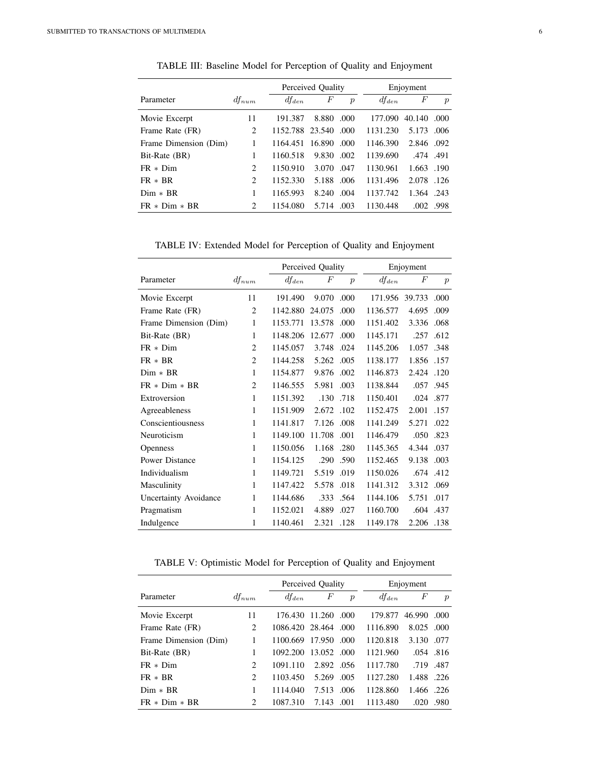TABLE III: Baseline Model for Perception of Quality and Enjoyment

| Parameter | $df_{num}$ | Perceived Quality | | | Enjoyment | | |
|---|---|---|---|---|---|---|---|
| | | $df_{den}$ | $F$ | $p$ | $df_{den}$ | $F$ | $p$ |
| Movie Excerpt | 11 | 191.387 | 8.880 | .000 | 177.090 | 40.140 | .000 |
| Frame Rate (FR) | 2 | 1152.788 | 23.540 | .000 | 1131.230 | 5.173 | .006 |
| Frame Dimension (Dim) | 1 | 1164.451 | 16.890 | .000 | 1146.390 | 2.846 | .092 |
| Bit-Rate (BR) | 1 | 1160.518 | 9.830 | .002 | 1139.690 | .474 | .491 |
| FR * Dim | 2 | 1150.910 | 3.070 | .047 | 1130.961 | 1.663 | .190 |
| FR * BR | 2 | 1152.330 | 5.188 | .006 | 1131.496 | 2.078 | .126 |
| Dim * BR | 1 | 1165.993 | 8.240 | .004 | 1137.742 | 1.364 | .243 |
| FR * Dim * BR | 2 | 1154.080 | 5.714 | .003 | 1130.448 | .002 | .998 |

TABLE IV: Extended Model for Perception of Quality and Enjoyment

| Parameter | $df_{num}$ | Perceived Quality | | | Enjoyment | | |
|---|---|---|---|---|---|---|---|
| | | $df_{den}$ | $F$ | $p$ | $df_{den}$ | $F$ | $p$ |
| Movie Excerpt | 11 | 191.490 | 9.070 | .000 | 171.956 | 39.733 | .000 |
| Frame Rate (FR) | 2 | 1142.880 | 24.075 | .000 | 1136.577 | 4.695 | .009 |
| Frame Dimension (Dim) | 1 | 1153.771 | 13.578 | .000 | 1151.402 | 3.336 | .068 |
| Bit-Rate (BR) | 1 | 1148.206 | 12.677 | .000 | 1145.171 | .257 | .612 |
| FR * Dim | 2 | 1145.057 | 3.748 | .024 | 1145.206 | 1.057 | .348 |
| FR * BR | 2 | 1144.258 | 5.262 | .005 | 1138.177 | 1.856 | .157 |
| Dim * BR | 1 | 1154.877 | 9.876 | .002 | 1146.873 | 2.424 | .120 |
| FR * Dim * BR | 2 | 1146.555 | 5.981 | .003 | 1138.844 | .057 | .945 |
| Extroversion | 1 | 1151.392 | .130 | .718 | 1150.401 | .024 | .877 |
| Agreeableness | 1 | 1151.909 | 2.672 | .102 | 1152.475 | 2.001 | .157 |
| Conscientiousness | 1 | 1141.817 | 7.126 | .008 | 1141.249 | 5.271 | .022 |
| Neuroticism | 1 | 1149.100 | 11.708 | .001 | 1146.479 | .050 | .823 |
| Openness | 1 | 1150.056 | 1.168 | .280 | 1145.365 | 4.344 | .037 |
| Power Distance | 1 | 1154.125 | .290 | .590 | 1152.465 | 9.138 | .003 |
| Individualism | 1 | 1149.721 | 5.519 | .019 | 1150.026 | .674 | .412 |
| Masculinity | 1 | 1147.422 | 5.578 | .018 | 1141.312 | 3.312 | .069 |
| Uncertainty Avoidance | 1 | 1144.686 | .333 | .564 | 1144.106 | 5.751 | .017 |
| Pragmatism | 1 | 1152.021 | 4.889 | .027 | 1160.700 | .604 | .437 |
| Indulgence | 1 | 1140.461 | 2.321 | .128 | 1149.178 | 2.206 | .138 |

TABLE V: Optimistic Model for Perception of Quality and Enjoyment

| Parameter | $df_{num}$ | Perceived Quality | | | Enjoyment | | |
|---|---|---|---|---|---|---|---|
| | | $df_{den}$ | $F$ | $p$ | $df_{den}$ | $F$ | $p$ |
| Movie Excerpt | 11 | 176.430 | 11.260 | .000 | 179.877 | 46.990 | .000 |
| Frame Rate (FR) | 2 | 1086.420 | 28.464 | .000 | 1116.890 | 8.025 | .000 |
| Frame Dimension (Dim) | 1 | 1100.669 | 17.950 | .000 | 1120.818 | 3.130 | .077 |
| Bit-Rate (BR) | 1 | 1092.200 | 13.052 | .000 | 1121.960 | .054 | .816 |
| FR * Dim | 2 | 1091.110 | 2.892 | .056 | 1117.780 | .719 | .487 |
| FR * BR | 2 | 1103.450 | 5.269 | .005 | 1127.280 | 1.488 | .226 |
| Dim * BR | 1 | 1114.040 | 7.513 | .006 | 1128.860 | 1.466 | .226 |
| FR * Dim * BR | 2 | 1087.310 | 7.143 | .001 | 1113.480 | .020 | .980 |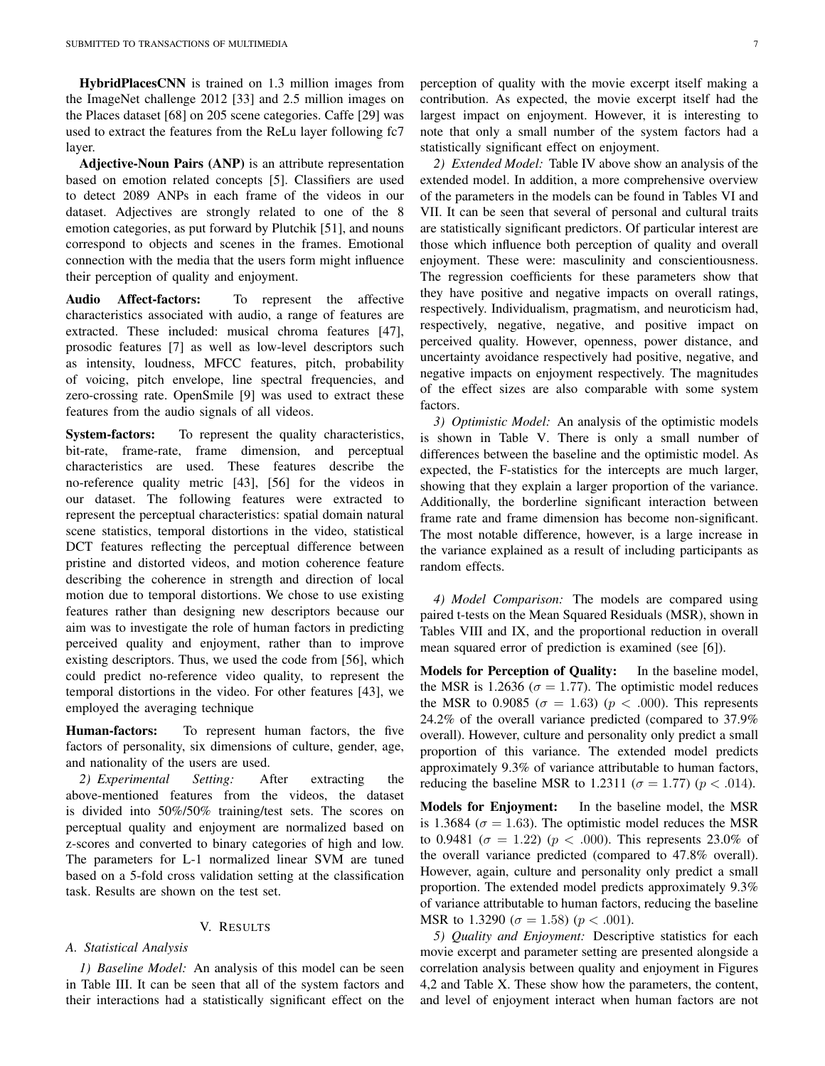**HybridPlacesCNN** is trained on 1.3 million images from the ImageNet challenge 2012 [33] and 2.5 million images on the Places dataset [68] on 205 scene categories. Caffe [29] was used to extract the features from the ReLu layer following fc7 layer.

**Adjective-Noun Pairs (ANP)** is an attribute representation based on emotion related concepts [5]. Classifiers are used to detect 2089 ANPs in each frame of the videos in our dataset. Adjectives are strongly related to one of the 8 emotion categories, as put forward by Plutchik [51], and nouns correspond to objects and scenes in the frames. Emotional connection with the media that the users form might influence their perception of quality and enjoyment.

**Audio Affect-factors:** To represent the affective characteristics associated with audio, a range of features are extracted. These included: musical chroma features [47], prosodic features [7] as well as low-level descriptors such as intensity, loudness, MFCC features, pitch, probability of voicing, pitch envelope, line spectral frequencies, and zero-crossing rate. OpenSmile [9] was used to extract these features from the audio signals of all videos.

**System-factors:** To represent the quality characteristics, bit-rate, frame-rate, frame dimension, and perceptual characteristics are used. These features describe the no-reference quality metric [43], [56] for the videos in our dataset. The following features were extracted to represent the perceptual characteristics: spatial domain natural scene statistics, temporal distortions in the video, statistical DCT features reflecting the perceptual difference between pristine and distorted videos, and motion coherence feature describing the coherence in strength and direction of local motion due to temporal distortions. We chose to use existing features rather than designing new descriptors because our aim was to investigate the role of human factors in predicting perceived quality and enjoyment, rather than to improve existing descriptors. Thus, we used the code from [56], which could predict no-reference video quality, to represent the temporal distortions in the video. For other features [43], we employed the averaging technique

**Human-factors:** To represent human factors, the five factors of personality, six dimensions of culture, gender, age, and nationality of the users are used.

*2) Experimental Setting:* After extracting the above-mentioned features from the videos, the dataset is divided into 50%/50% training/test sets. The scores on perceptual quality and enjoyment are normalized based on z-scores and converted to binary categories of high and low. The parameters for L-1 normalized linear SVM are tuned based on a 5-fold cross validation setting at the classification task. Results are shown on the test set.

## V. Results

### A. Statistical Analysis

*1) Baseline Model:* An analysis of this model can be seen in Table III. It can be seen that all of the system factors and their interactions had a statistically significant effect on the perception of quality with the movie excerpt itself making a contribution. As expected, the movie excerpt itself had the largest impact on enjoyment. However, it is interesting to note that only a small number of the system factors had a statistically significant effect on enjoyment.

*2) Extended Model:* Table IV above show an analysis of the extended model. In addition, a more comprehensive overview of the parameters in the models can be found in Tables VI and VII. It can be seen that several of personal and cultural traits are statistically significant predictors. Of particular interest are those which influence both perception of quality and overall enjoyment. These were: masculinity and conscientiousness. The regression coefficients for these parameters show that they have positive and negative impacts on overall ratings, respectively. Individualism, pragmatism, and neuroticism had, respectively, negative, negative, and positive impact on perceived quality. However, openness, power distance, and uncertainty avoidance respectively had positive, negative, and negative impacts on enjoyment respectively. The magnitudes of the effect sizes are also comparable with some system factors.

*3) Optimistic Model:* An analysis of the optimistic models is shown in Table V. There is only a small number of differences between the baseline and the optimistic model. As expected, the F-statistics for the intercepts are much larger, showing that they explain a larger proportion of the variance. Additionally, the borderline significant interaction between frame rate and frame dimension has become non-significant. The most notable difference, however, is a large increase in the variance explained as a result of including participants as random effects.

*4) Model Comparison:* The models are compared using paired t-tests on the Mean Squared Residuals (MSR), shown in Tables VIII and IX, and the proportional reduction in overall mean squared error of prediction is examined (see [6]).

**Models for Perception of Quality:** In the baseline model, the MSR is 1.2636 ($\sigma = 1.77$). The optimistic model reduces the MSR to 0.9085 ($\sigma = 1.63$) ($p < .000$). This represents 24.2% of the overall variance predicted (compared to 37.9% overall). However, culture and personality only predict a small proportion of this variance. The extended model predicts approximately 9.3% of variance attributable to human factors, reducing the baseline MSR to 1.2311 ($\sigma = 1.77$) ($p < .014$).

**Models for Enjoyment:** In the baseline model, the MSR is 1.3684 ($\sigma = 1.63$). The optimistic model reduces the MSR to 0.9481 ($\sigma = 1.22$) ($p < .000$). This represents 23.0% of the overall variance predicted (compared to 47.8% overall). However, again, culture and personality only predict a small proportion. The extended model predicts approximately 9.3% of variance attributable to human factors, reducing the baseline MSR to 1.3290 ($\sigma = 1.58$) ($p < .001$).

*5) Quality and Enjoyment:* Descriptive statistics for each movie excerpt and parameter setting are presented alongside a correlation analysis between quality and enjoyment in Figures 4,2 and Table X. These show how the parameters, the content, and level of enjoyment interact when human factors are not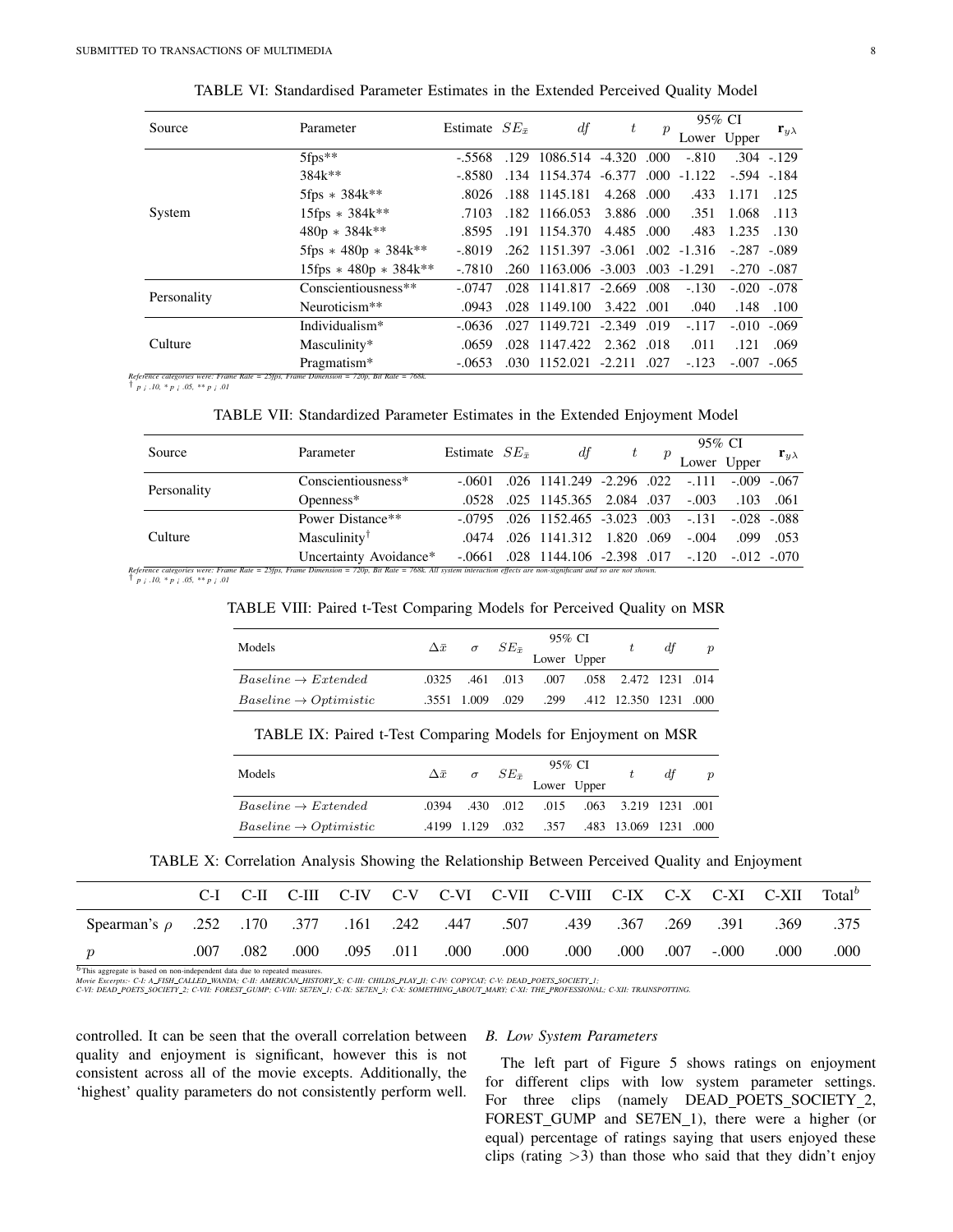TABLE VI: Standardised Parameter Estimates in the Extended Perceived Quality Model

| Source | Parameter | Estimate | $SE_{\bar{x}}$ | $df$ | $t$ | $p$ | 95% CI Lower | 95% CI Upper | $\mathbf{r}_{y\lambda}$ |
|---|---|---|---|---|---|---|---|---|---|
| System | 5fps** | -.5568 | .129 | 1086.514 | -4.320 | .000 | -.810 | .304 | -.129 |
| | 384k** | -.8580 | .134 | 1154.374 | -6.377 | .000 | -1.122 | -.594 | -.184 |
| | 5fps * 384k** | .8026 | .188 | 1145.181 | 4.268 | .000 | .433 | 1.171 | .125 |
| | 15fps * 384k** | .7103 | .182 | 1166.053 | 3.886 | .000 | .351 | 1.068 | .113 |
| | 480p * 384k** | .8595 | .191 | 1154.370 | 4.485 | .000 | .483 | 1.235 | .130 |
| | 5fps * 480p * 384k** | -.8019 | .262 | 1151.397 | -3.061 | .002 | -1.316 | -.287 | -.089 |
| | 15fps * 480p * 384k** | -.7810 | .260 | 1163.006 | -3.003 | .003 | -1.291 | -.270 | -.087 |
| Personality | Conscientiousness** | -.0747 | .028 | 1141.817 | -2.669 | .008 | -.130 | -.020 | -.078 |
| | Neuroticism** | .0943 | .028 | 1149.100 | 3.422 | .001 | .040 | .148 | .100 |
| Culture | Individualism* | -.0636 | .027 | 1149.721 | -2.349 | .019 | -.117 | -.010 | -.069 |
| | Masculinity* | .0659 | .028 | 1147.422 | 2.362 | .018 | .011 | .121 | .069 |
| | Pragmatism* | -.0653 | .030 | 1152.021 | -2.211 | .027 | -.123 | -.007 | -.065 |

*Reference categories were: Frame Rate = 25fps, Frame Dimension = 720p, Bit Rate = 768k.*
† $p < .10$, * $p < .05$, ** $p < .01$

TABLE VII: Standardized Parameter Estimates in the Extended Enjoyment Model

| Source | Parameter | Estimate | $SE_{\bar{x}}$ | $df$ | $t$ | $p$ | 95% CI Lower | 95% CI Upper | $\mathbf{r}_{y\lambda}$ |
|---|---|---|---|---|---|---|---|---|---|
| Personality | Conscientiousness* | -.0601 | .026 | 1141.249 | -2.296 | .022 | -.111 | -.009 | -.067 |
| | Openness* | .0528 | .025 | 1145.365 | 2.084 | .037 | -.003 | .103 | .061 |
| Culture | Power Distance** | -.0795 | .026 | 1152.465 | -3.023 | .003 | -.131 | -.028 | -.088 |
| | Masculinity† | .0474 | .026 | 1141.312 | 1.820 | .069 | -.004 | .099 | .053 |
| | Uncertainty Avoidance* | -.0661 | .028 | 1144.106 | -2.398 | .017 | -.120 | -.012 | -.070 |

*Reference categories were: Frame Rate = 25fps, Frame Dimension = 720p, Bit Rate = 768k. All system interaction effects are non-significant and so are not shown.*
† $p < .10$, * $p < .05$, ** $p < .01$

TABLE VIII: Paired t-Test Comparing Models for Perceived Quality on MSR

| Models | $\Delta\bar{x}$ | $\sigma$ | $SE_{\bar{x}}$ | 95% CI Lower | 95% CI Upper | $t$ | $df$ | $p$ |
|---|---|---|---|---|---|---|---|---|
| $Baseline \rightarrow Extended$ | .0325 | .461 | .013 | .007 | .058 | 2.472 | 1231 | .014 |
| $Baseline \rightarrow Optimistic$ | .3551 | 1.009 | .029 | .299 | .412 | 12.350 | 1231 | .000 |

TABLE IX: Paired t-Test Comparing Models for Enjoyment on MSR

| Models | $\Delta\bar{x}$ | $\sigma$ | $SE_{\bar{x}}$ | 95% CI Lower | 95% CI Upper | $t$ | $df$ | $p$ |
|---|---|---|---|---|---|---|---|---|
| $Baseline \rightarrow Extended$ | .0394 | .430 | .012 | .015 | .063 | 3.219 | 1231 | .001 |
| $Baseline \rightarrow Optimistic$ | .4199 | 1.129 | .032 | .357 | .483 | 13.069 | 1231 | .000 |

TABLE X: Correlation Analysis Showing the Relationship Between Perceived Quality and Enjoyment

| | C-I | C-II | C-III | C-IV | C-V | C-VI | C-VII | C-VIII | C-IX | C-X | C-XI | C-XII | Total[b] |
|---|---|---|---|---|---|---|---|---|---|---|---|---|---|
| Spearman's $\rho$ | .252 | .170 | .377 | .161 | .242 | .447 | .507 | .439 | .367 | .269 | .391 | .369 | .375 |
| $p$ | .007 | .082 | .000 | .095 | .011 | .000 | .000 | .000 | .000 | .007 | -.000 | .000 | .000 |

[b] This aggregate is based on non-independent data due to repeated measures.
*Movie Excerpts:- C-I: A_FISH_CALLED_WANDA; C-II: AMERICAN_HISTORY_X; C-III: CHILDS_PLAY_II; C-IV: COPYCAT; C-V: DEAD_POETS_SOCIETY_1; C-VI: DEAD_POETS_SOCIETY_2; C-VII: FOREST_GUMP; C-VIII: SE7EN_1; C-IX: SE7EN_3; C-X: SOMETHING_ABOUT_MARY; C-XI: THE_PROFESSIONAL; C-XII: TRAINSPOTTING.*

controlled. It can be seen that the overall correlation between quality and enjoyment is significant, however this is not consistent across all of the movie excepts. Additionally, the 'highest' quality parameters do not consistently perform well.

### B. Low System Parameters

The left part of Figure 5 shows ratings on enjoyment for different clips with low system parameter settings. For three clips (namely DEAD_POETS_SOCIETY_2, FOREST_GUMP and SE7EN_1), there were a higher (or equal) percentage of ratings saying that users enjoyed these clips (rating $>3$) than those who said that they didn't enjoy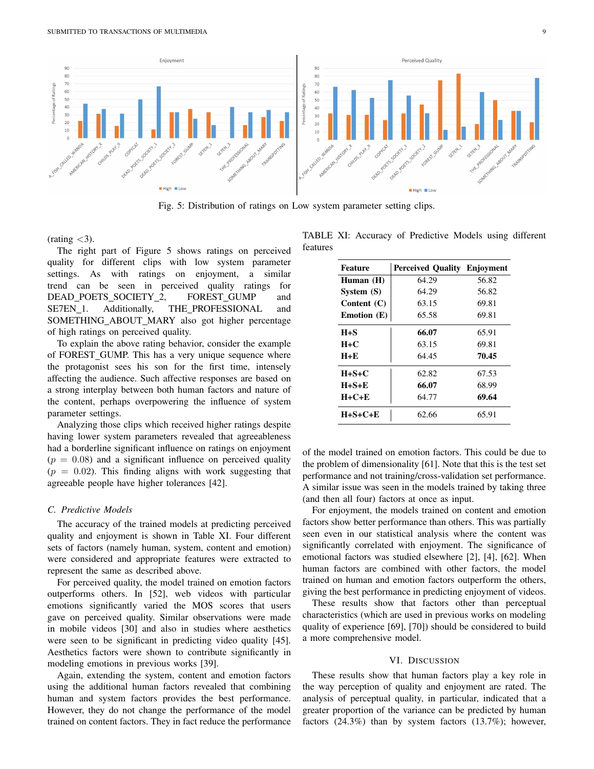Fig. 5: Distribution of ratings on Low system parameter setting clips.

(rating <3).

The right part of Figure 5 shows ratings on perceived quality for different clips with low system parameter settings. As with ratings on enjoyment, a similar trend can be seen in perceived quality ratings for DEAD_POETS_SOCIETY_2, FOREST_GUMP and SE7EN_1. Additionally, THE_PROFESSIONAL and SOMETHING_ABOUT_MARY also got higher percentage of high ratings on perceived quality.

To explain the above rating behavior, consider the example of FOREST_GUMP. This has a very unique sequence where the protagonist sees his son for the first time, intensely affecting the audience. Such affective responses are based on a strong interplay between both human factors and nature of the content, perhaps overpowering the influence of system parameter settings.

Analyzing those clips which received higher ratings despite having lower system parameters revealed that agreeableness had a borderline significant influence on ratings on enjoyment ($p = 0.08$) and a significant influence on perceived quality ($p = 0.02$). This finding aligns with work suggesting that agreeable people have higher tolerances [42].

### C. Predictive Models

The accuracy of the trained models at predicting perceived quality and enjoyment is shown in Table XI. Four different sets of factors (namely human, system, content and emotion) were considered and appropriate features were extracted to represent the same as described above.

For perceived quality, the model trained on emotion factors outperforms others. In [52], web videos with particular emotions significantly varied the MOS scores that users gave on perceived quality. Similar observations were made in mobile videos [30] and also in studies where aesthetics were seen to be significant in predicting video quality [45]. Aesthetics factors were shown to contribute significantly in modeling emotions in previous works [39].

Again, extending the system, content and emotion factors using the additional human factors revealed that combining human and system factors provides the best performance. However, they do not change the performance of the model trained on content factors. They in fact reduce the performance of the model trained on emotion factors. This could be due to the problem of dimensionality [61]. Note that this is the test set performance and not training/cross-validation set performance. A similar issue was seen in the models trained by taking three (and then all four) factors at once as input.

TABLE XI: Accuracy of Predictive Models using different features

| Feature | Perceived Quality | Enjoyment |
|---|---|---|
| **Human (H)** | 64.29 | 56.82 |
| **System (S)** | 64.29 | 56.82 |
| **Content (C)** | 63.15 | 69.81 |
| **Emotion (E)** | 65.58 | 69.81 |
| **H+S** | **66.07** | 65.91 |
| **H+C** | 63.15 | 69.81 |
| **H+E** | 64.45 | **70.45** |
| **H+S+C** | 62.82 | 67.53 |
| **H+S+E** | **66.07** | 68.99 |
| **H+C+E** | 64.77 | **69.64** |
| **H+S+C+E** | 62.66 | 65.91 |

For enjoyment, the models trained on content and emotion factors show better performance than others. This was partially seen even in our statistical analysis where the content was significantly correlated with enjoyment. The significance of emotional factors was studied elsewhere [2], [4], [62]. When human factors are combined with other factors, the model trained on human and emotion factors outperform the others, giving the best performance in predicting enjoyment of videos.

These results show that factors other than perceptual characteristics (which are used in previous works on modeling quality of experience [69], [70]) should be considered to build a more comprehensive model.

## VI. Discussion

These results show that human factors play a key role in the way perception of quality and enjoyment are rated. The analysis of perceptual quality, in particular, indicated that a greater proportion of the variance can be predicted by human factors (24.3%) than by system factors (13.7%); however,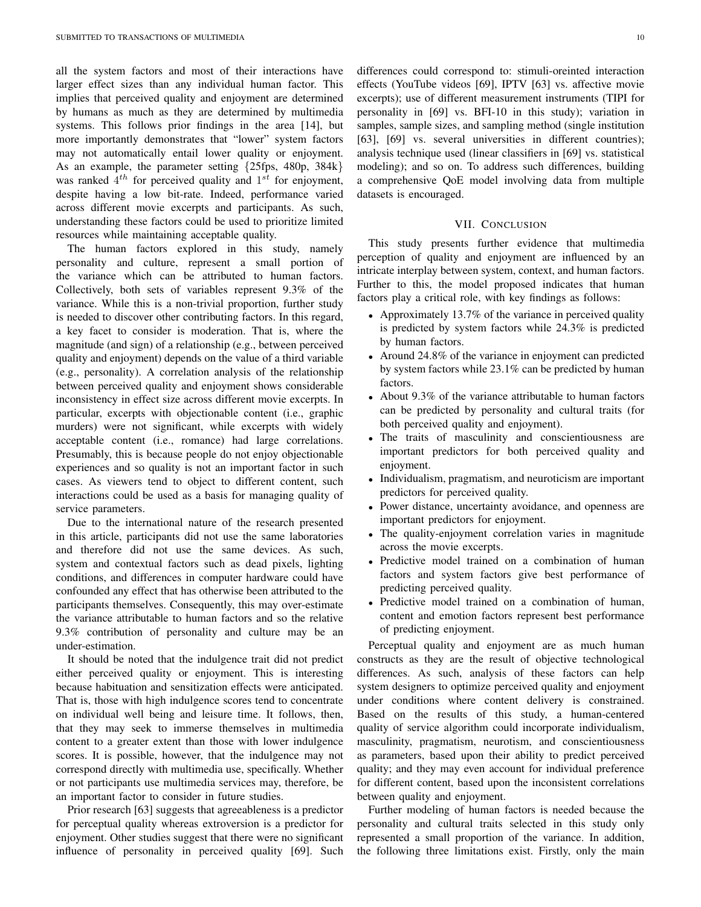all the system factors and most of their interactions have larger effect sizes than any individual human factor. This implies that perceived quality and enjoyment are determined by humans as much as they are determined by multimedia systems. This follows prior findings in the area [14], but more importantly demonstrates that "lower" system factors may not automatically entail lower quality or enjoyment. As an example, the parameter setting {25fps, 480p, 384k} was ranked $4^{th}$ for perceived quality and $1^{st}$ for enjoyment, despite having a low bit-rate. Indeed, performance varied across different movie excerpts and participants. As such, understanding these factors could be used to prioritize limited resources while maintaining acceptable quality.

The human factors explored in this study, namely personality and culture, represent a small portion of the variance which can be attributed to human factors. Collectively, both sets of variables represent 9.3% of the variance. While this is a non-trivial proportion, further study is needed to discover other contributing factors. In this regard, a key facet to consider is moderation. That is, where the magnitude (and sign) of a relationship (e.g., between perceived quality and enjoyment) depends on the value of a third variable (e.g., personality). A correlation analysis of the relationship between perceived quality and enjoyment shows considerable inconsistency in effect size across different movie excerpts. In particular, excerpts with objectionable content (i.e., graphic murders) were not significant, while excerpts with widely acceptable content (i.e., romance) had large correlations. Presumably, this is because people do not enjoy objectionable experiences and so quality is not an important factor in such cases. As viewers tend to object to different content, such interactions could be used as a basis for managing quality of service parameters.

Due to the international nature of the research presented in this article, participants did not use the same laboratories and therefore did not use the same devices. As such, system and contextual factors such as dead pixels, lighting conditions, and differences in computer hardware could have confounded any effect that has otherwise been attributed to the participants themselves. Consequently, this may over-estimate the variance attributable to human factors and so the relative 9.3% contribution of personality and culture may be an under-estimation.

It should be noted that the indulgence trait did not predict either perceived quality or enjoyment. This is interesting because habituation and sensitization effects were anticipated. That is, those with high indulgence scores tend to concentrate on individual well being and leisure time. It follows, then, that they may seek to immerse themselves in multimedia content to a greater extent than those with lower indulgence scores. It is possible, however, that the indulgence may not correspond directly with multimedia use, specifically. Whether or not participants use multimedia services may, therefore, be an important factor to consider in future studies.

Prior research [63] suggests that agreeableness is a predictor for perceptual quality whereas extroversion is a predictor for enjoyment. Other studies suggest that there were no significant influence of personality in perceived quality [69]. Such differences could correspond to: stimuli-oreinted interaction effects (YouTube videos [69], IPTV [63] vs. affective movie excerpts); use of different measurement instruments (TIPI for personality in [69] vs. BFI-10 in this study); variation in samples, sample sizes, and sampling method (single institution [63], [69] vs. several universities in different countries); analysis technique used (linear classifiers in [69] vs. statistical modeling); and so on. To address such differences, building a comprehensive QoE model involving data from multiple datasets is encouraged.

## VII. Conclusion

This study presents further evidence that multimedia perception of quality and enjoyment are influenced by an intricate interplay between system, context, and human factors. Further to this, the model proposed indicates that human factors play a critical role, with key findings as follows:

- Approximately 13.7% of the variance in perceived quality is predicted by system factors while 24.3% is predicted by human factors.
- Around 24.8% of the variance in enjoyment can predicted by system factors while 23.1% can be predicted by human factors.
- About 9.3% of the variance attributable to human factors can be predicted by personality and cultural traits (for both perceived quality and enjoyment).
- The traits of masculinity and conscientiousness are important predictors for both perceived quality and enjoyment.
- Individualism, pragmatism, and neuroticism are important predictors for perceived quality.
- Power distance, uncertainty avoidance, and openness are important predictors for enjoyment.
- The quality-enjoyment correlation varies in magnitude across the movie excerpts.
- Predictive model trained on a combination of human factors and system factors give best performance of predicting perceived quality.
- Predictive model trained on a combination of human, content and emotion factors represent best performance of predicting enjoyment.

Perceptual quality and enjoyment are as much human constructs as they are the result of objective technological differences. As such, analysis of these factors can help system designers to optimize perceived quality and enjoyment under conditions where content delivery is constrained. Based on the results of this study, a human-centered quality of service algorithm could incorporate individualism, masculinity, pragmatism, neurotism, and conscientiousness as parameters, based upon their ability to predict perceived quality; and they may even account for individual preference for different content, based upon the inconsistent correlations between quality and enjoyment.

Further modeling of human factors is needed because the personality and cultural traits selected in this study only represented a small proportion of the variance. In addition, the following three limitations exist. Firstly, only the main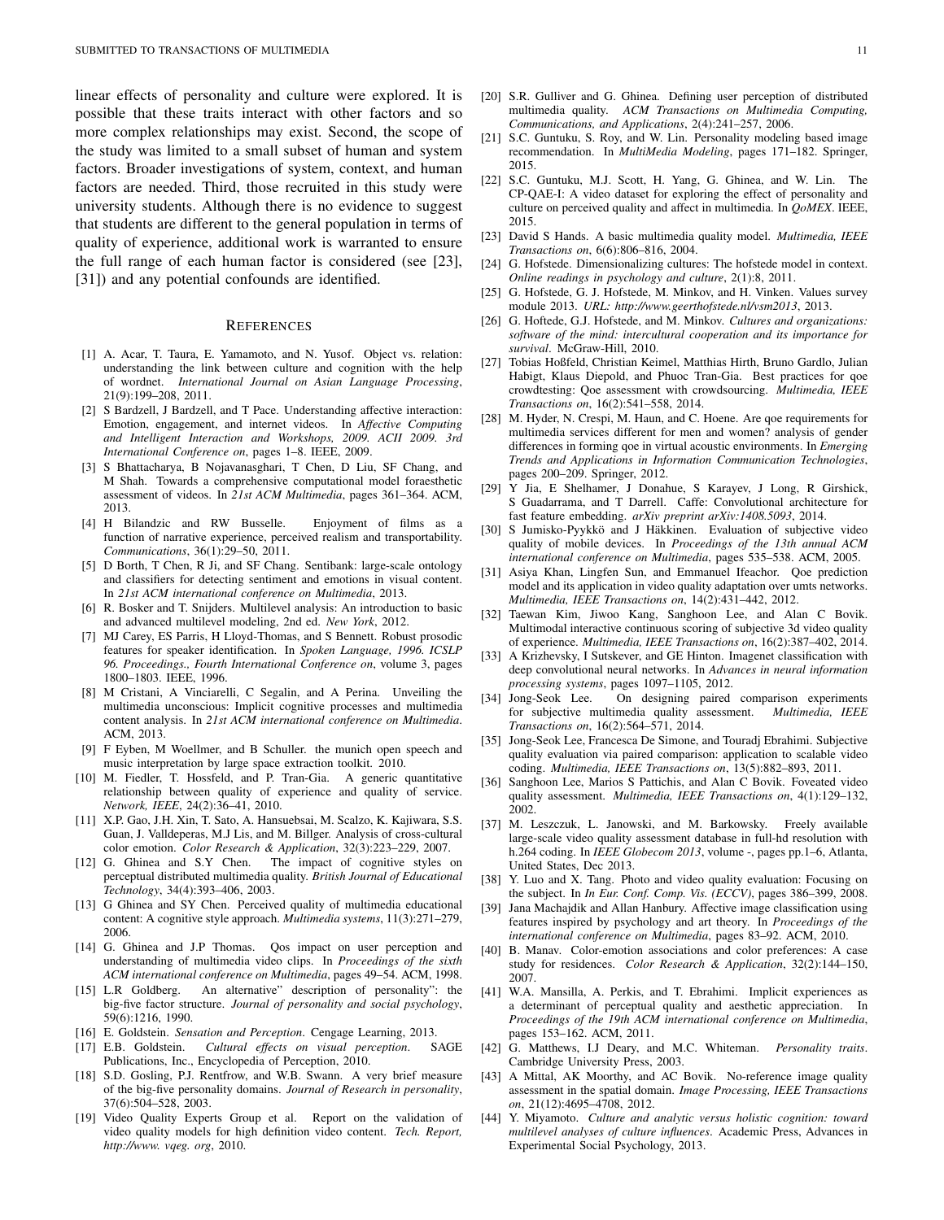linear effects of personality and culture were explored. It is possible that these traits interact with other factors and so more complex relationships may exist. Second, the scope of the study was limited to a small subset of human and system factors. Broader investigations of system, context, and human factors are needed. Third, those recruited in this study were university students. Although there is no evidence to suggest that students are different to the general population in terms of quality of experience, additional work is warranted to ensure the full range of each human factor is considered (see [23], [31]) and any potential confounds are identified.

## References

[1] A. Acar, T. Taura, E. Yamamoto, and N. Yusof. Object vs. relation: understanding the link between culture and cognition with the help of wordnet. *International Journal on Asian Language Processing*, 21(9):199–208, 2011.

[2] S Bardzell, J Bardzell, and T Pace. Understanding affective interaction: Emotion, engagement, and internet videos. In *Affective Computing and Intelligent Interaction and Workshops, 2009. ACII 2009. 3rd International Conference on*, pages 1–8. IEEE, 2009.

[3] S Bhattacharya, B Nojavanasghari, T Chen, D Liu, SF Chang, and M Shah. Towards a comprehensive computational model foraesthetic assessment of videos. In *21st ACM Multimedia*, pages 361–364. ACM, 2013.

[4] H Bilandzic and RW Busselle. Enjoyment of films as a function of narrative experience, perceived realism and transportability. *Communications*, 36(1):29–50, 2011.

[5] D Borth, T Chen, R Ji, and SF Chang. Sentibank: large-scale ontology and classifiers for detecting sentiment and emotions in visual content. In *21st ACM international conference on Multimedia*, 2013.

[6] R. Bosker and T. Snijders. Multilevel analysis: An introduction to basic and advanced multilevel modeling, 2nd ed. *New York*, 2012.

[7] MJ Carey, ES Parris, H Lloyd-Thomas, and S Bennett. Robust prosodic features for speaker identification. In *Spoken Language, 1996. ICSLP 96. Proceedings., Fourth International Conference on*, volume 3, pages 1800–1803. IEEE, 1996.

[8] M Cristani, A Vinciarelli, C Segalin, and A Perina. Unveiling the multimedia unconscious: Implicit cognitive processes and multimedia content analysis. In *21st ACM international conference on Multimedia*. ACM, 2013.

[9] F Eyben, M Woellmer, and B Schuller. the munich open speech and music interpretation by large space extraction toolkit. 2010.

[10] M. Fiedler, T. Hossfeld, and P. Tran-Gia. A generic quantitative relationship between quality of experience and quality of service. *Network, IEEE*, 24(2):36–41, 2010.

[11] X.P. Gao, J.H. Xin, T. Sato, A. Hansuebsai, M. Scalzo, K. Kajiwara, S.S. Guan, J. Valldeperas, M.J Lis, and M. Billger. Analysis of cross-cultural color emotion. *Color Research & Application*, 32(3):223–229, 2007.

[12] G. Ghinea and S.Y Chen. The impact of cognitive styles on perceptual distributed multimedia quality. *British Journal of Educational Technology*, 34(4):393–406, 2003.

[13] G Ghinea and SY Chen. Perceived quality of multimedia educational content: A cognitive style approach. *Multimedia systems*, 11(3):271–279, 2006.

[14] G. Ghinea and J.P Thomas. Qos impact on user perception and understanding of multimedia video clips. In *Proceedings of the sixth ACM international conference on Multimedia*, pages 49–54. ACM, 1998.

[15] L.R Goldberg. An alternative" description of personality": the big-five factor structure. *Journal of personality and social psychology*, 59(6):1216, 1990.

[16] E. Goldstein. *Sensation and Perception*. Cengage Learning, 2013.

[17] E.B. Goldstein. *Cultural effects on visual perception*. SAGE Publications, Inc., Encyclopedia of Perception, 2010.

[18] S.D. Gosling, P.J. Rentfrow, and W.B. Swann. A very brief measure of the big-five personality domains. *Journal of Research in personality*, 37(6):504–528, 2003.

[19] Video Quality Experts Group et al. Report on the validation of video quality models for high definition video content. *Tech. Report, http://www. vqeg. org*, 2010.

[20] S.R. Gulliver and G. Ghinea. Defining user perception of distributed multimedia quality. *ACM Transactions on Multimedia Computing, Communications, and Applications*, 2(4):241–257, 2006.

[21] S.C. Guntuku, S. Roy, and W. Lin. Personality modeling based image recommendation. In *MultiMedia Modeling*, pages 171–182. Springer, 2015.

[22] S.C. Guntuku, M.J. Scott, H. Yang, G. Ghinea, and W. Lin. The CP-QAE-I: A video dataset for exploring the effect of personality and culture on perceived quality and affect in multimedia. In *QoMEX*. IEEE, 2015.

[23] David S Hands. A basic multimedia quality model. *Multimedia, IEEE Transactions on*, 6(6):806–816, 2004.

[24] G. Hofstede. Dimensionalizing cultures: The hofstede model in context. *Online readings in psychology and culture*, 2(1):8, 2011.

[25] G. Hofstede, G. J. Hofstede, M. Minkov, and H. Vinken. Values survey module 2013. *URL: http://www.geerthofstede.nl/vsm2013*, 2013.

[26] G. Hoftede, G.J. Hofstede, and M. Minkov. *Cultures and organizations: software of the mind: intercultural cooperation and its importance for survival*. McGraw-Hill, 2010.

[27] Tobias Hoßfeld, Christian Keimel, Matthias Hirth, Bruno Gardlo, Julian Habigt, Klaus Diepold, and Phuoc Tran-Gia. Best practices for qoe crowdtesting: Qoe assessment with crowdsourcing. *Multimedia, IEEE Transactions on*, 16(2):541–558, 2014.

[28] M. Hyder, N. Crespi, M. Haun, and C. Hoene. Are qoe requirements for multimedia services different for men and women? analysis of gender differences in forming qoe in virtual acoustic environments. In *Emerging Trends and Applications in Information Communication Technologies*, pages 200–209. Springer, 2012.

[29] Y Jia, E Shelhamer, J Donahue, S Karayev, J Long, R Girshick, S Guadarrama, and T Darrell. Caffe: Convolutional architecture for fast feature embedding. *arXiv preprint arXiv:1408.5093*, 2014.

[30] S Jumisko-Pyykkö and J Häkkinen. Evaluation of subjective video quality of mobile devices. In *Proceedings of the 13th annual ACM international conference on Multimedia*, pages 535–538. ACM, 2005.

[31] Asiya Khan, Lingfen Sun, and Emmanuel Ifeachor. Qoe prediction model and its application in video quality adaptation over umts networks. *Multimedia, IEEE Transactions on*, 14(2):431–442, 2012.

[32] Taewan Kim, Jiwoo Kang, Sanghoon Lee, and Alan C Bovik. Multimodal interactive continuous scoring of subjective 3d video quality of experience. *Multimedia, IEEE Transactions on*, 16(2):387–402, 2014.

[33] A Krizhevsky, I Sutskever, and GE Hinton. Imagenet classification with deep convolutional neural networks. In *Advances in neural information processing systems*, pages 1097–1105, 2012.

[34] Jong-Seok Lee. On designing paired comparison experiments for subjective multimedia quality assessment. *Multimedia, IEEE Transactions on*, 16(2):564–571, 2014.

[35] Jong-Seok Lee, Francesca De Simone, and Touradj Ebrahimi. Subjective quality evaluation via paired comparison: application to scalable video coding. *Multimedia, IEEE Transactions on*, 13(5):882–893, 2011.

[36] Sanghoon Lee, Marios S Pattichis, and Alan C Bovik. Foveated video quality assessment. *Multimedia, IEEE Transactions on*, 4(1):129–132, 2002.

[37] M. Leszczuk, L. Janowski, and M. Barkowsky. Freely available large-scale video quality assessment database in full-hd resolution with h.264 coding. In *IEEE Globecom 2013*, volume -, pages pp.1–6, Atlanta, United States, Dec 2013.

[38] Y. Luo and X. Tang. Photo and video quality evaluation: Focusing on the subject. In *In Eur. Conf. Comp. Vis. (ECCV)*, pages 386–399, 2008.

[39] Jana Machajdik and Allan Hanbury. Affective image classification using features inspired by psychology and art theory. In *Proceedings of the international conference on Multimedia*, pages 83–92. ACM, 2010.

[40] B. Manav. Color-emotion associations and color preferences: A case study for residences. *Color Research & Application*, 32(2):144–150, 2007.

[41] W.A. Mansilla, A. Perkis, and T. Ebrahimi. Implicit experiences as a determinant of perceptual quality and aesthetic appreciation. In *Proceedings of the 19th ACM international conference on Multimedia*, pages 153–162. ACM, 2011.

[42] G. Matthews, I.J Deary, and M.C. Whiteman. *Personality traits*. Cambridge University Press, 2003.

[43] A Mittal, AK Moorthy, and AC Bovik. No-reference image quality assessment in the spatial domain. *Image Processing, IEEE Transactions on*, 21(12):4695–4708, 2012.

[44] Y. Miyamoto. *Culture and analytic versus holistic cognition: toward multilevel analyses of culture influences*. Academic Press, Advances in Experimental Social Psychology, 2013.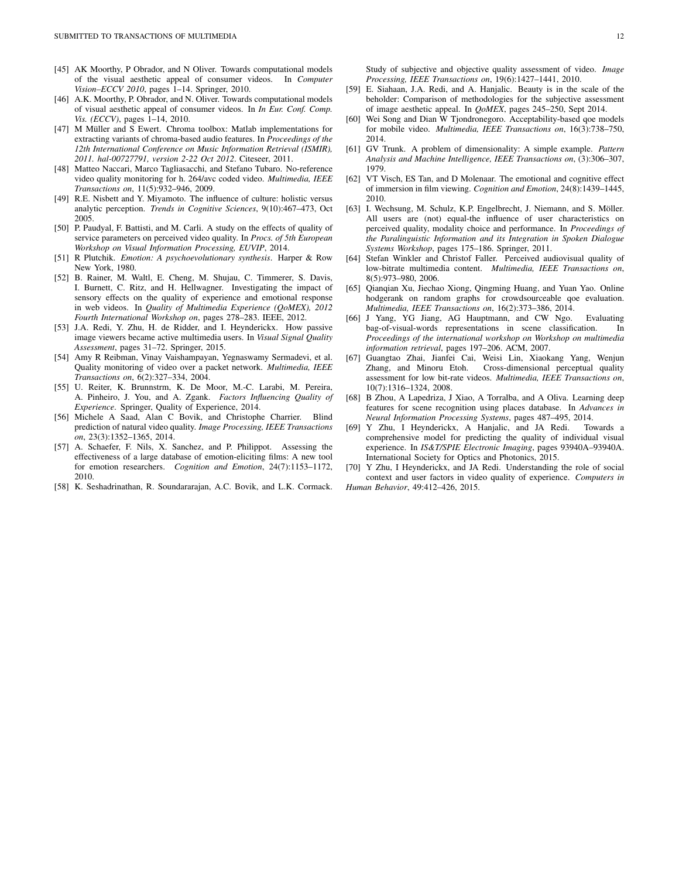[45] AK Moorthy, P Obrador, and N Oliver. Towards computational models of the visual aesthetic appeal of consumer videos. In *Computer Vision–ECCV 2010*, pages 1–14. Springer, 2010.

[46] A.K. Moorthy, P. Obrador, and N. Oliver. Towards computational models of visual aesthetic appeal of consumer videos. In *In Eur. Conf. Comp. Vis. (ECCV)*, pages 1–14, 2010.

[47] M Müller and S Ewert. Chroma toolbox: Matlab implementations for extracting variants of chroma-based audio features. In *Proceedings of the 12th International Conference on Music Information Retrieval (ISMIR), 2011. hal-00727791, version 2-22 Oct 2012*. Citeseer, 2011.

[48] Matteo Naccari, Marco Tagliasacchi, and Stefano Tubaro. No-reference video quality monitoring for h. 264/avc coded video. *Multimedia, IEEE Transactions on*, 11(5):932–946, 2009.

[49] R.E. Nisbett and Y. Miyamoto. The influence of culture: holistic versus analytic perception. *Trends in Cognitive Sciences*, 9(10):467–473, Oct 2005.

[50] P. Paudyal, F. Battisti, and M. Carli. A study on the effects of quality of service parameters on perceived video quality. In *Procs. of 5th European Workshop on Visual Information Processing, EUVIP*, 2014.

[51] R Plutchik. *Emotion: A psychoevolutionary synthesis*. Harper & Row New York, 1980.

[52] B. Rainer, M. Waltl, E. Cheng, M. Shujau, C. Timmerer, S. Davis, I. Burnett, C. Ritz, and H. Hellwagner. Investigating the impact of sensory effects on the quality of experience and emotional response in web videos. In *Quality of Multimedia Experience (QoMEX), 2012 Fourth International Workshop on*, pages 278–283. IEEE, 2012.

[53] J.A. Redi, Y. Zhu, H. de Ridder, and I. Heynderickx. How passive image viewers became active multimedia users. In *Visual Signal Quality Assessment*, pages 31–72. Springer, 2015.

[54] Amy R Reibman, Vinay Vaishampayan, Yegnaswamy Sermadevi, et al. Quality monitoring of video over a packet network. *Multimedia, IEEE Transactions on*, 6(2):327–334, 2004.

[55] U. Reiter, K. Brunnstrm, K. De Moor, M.-C. Larabi, M. Pereira, A. Pinheiro, J. You, and A. Zgank. *Factors Influencing Quality of Experience*. Springer, Quality of Experience, 2014.

[56] Michele A Saad, Alan C Bovik, and Christophe Charrier. Blind prediction of natural video quality. *Image Processing, IEEE Transactions on*, 23(3):1352–1365, 2014.

[57] A. Schaefer, F. Nils, X. Sanchez, and P. Philippot. Assessing the effectiveness of a large database of emotion-eliciting films: A new tool for emotion researchers. *Cognition and Emotion*, 24(7):1153–1172, 2010.

[58] K. Seshadrinathan, R. Soundararajan, A.C. Bovik, and L.K. Cormack. Study of subjective and objective quality assessment of video. *Image Processing, IEEE Transactions on*, 19(6):1427–1441, 2010.

[59] E. Siahaan, J.A. Redi, and A. Hanjalic. Beauty is in the scale of the beholder: Comparison of methodologies for the subjective assessment of image aesthetic appeal. In *QoMEX*, pages 245–250, Sept 2014.

[60] Wei Song and Dian W Tjondronegoro. Acceptability-based qoe models for mobile video. *Multimedia, IEEE Transactions on*, 16(3):738–750, 2014.

[61] GV Trunk. A problem of dimensionality: A simple example. *Pattern Analysis and Machine Intelligence, IEEE Transactions on*, (3):306–307, 1979.

[62] VT Visch, ES Tan, and D Molenaar. The emotional and cognitive effect of immersion in film viewing. *Cognition and Emotion*, 24(8):1439–1445, 2010.

[63] I. Wechsung, M. Schulz, K.P. Engelbrecht, J. Niemann, and S. Möller. All users are (not) equal-the influence of user characteristics on perceived quality, modality choice and performance. In *Proceedings of the Paralinguistic Information and its Integration in Spoken Dialogue Systems Workshop*, pages 175–186. Springer, 2011.

[64] Stefan Winkler and Christof Faller. Perceived audiovisual quality of low-bitrate multimedia content. *Multimedia, IEEE Transactions on*, 8(5):973–980, 2006.

[65] Qianqian Xu, Jiechao Xiong, Qingming Huang, and Yuan Yao. Online hodgerank on random graphs for crowdsourceable qoe evaluation. *Multimedia, IEEE Transactions on*, 16(2):373–386, 2014.

[66] J Yang, YG Jiang, AG Hauptmann, and CW Ngo. Evaluating bag-of-visual-words representations in scene classification. In *Proceedings of the international workshop on Workshop on multimedia information retrieval*, pages 197–206. ACM, 2007.

[67] Guangtao Zhai, Jianfei Cai, Weisi Lin, Xiaokang Yang, Wenjun Zhang, and Minoru Etoh. Cross-dimensional perceptual quality assessment for low bit-rate videos. *Multimedia, IEEE Transactions on*, 10(7):1316–1324, 2008.

[68] B Zhou, A Lapedriza, J Xiao, A Torralba, and A Oliva. Learning deep features for scene recognition using places database. In *Advances in Neural Information Processing Systems*, pages 487–495, 2014.

[69] Y Zhu, I Heynderickx, A Hanjalic, and JA Redi. Towards a comprehensive model for predicting the quality of individual visual experience. In *IS&T/SPIE Electronic Imaging*, pages 93940A–93940A. International Society for Optics and Photonics, 2015.

[70] Y Zhu, I Heynderickx, and JA Redi. Understanding the role of social context and user factors in video quality of experience. *Computers in Human Behavior*, 49:412–426, 2015.